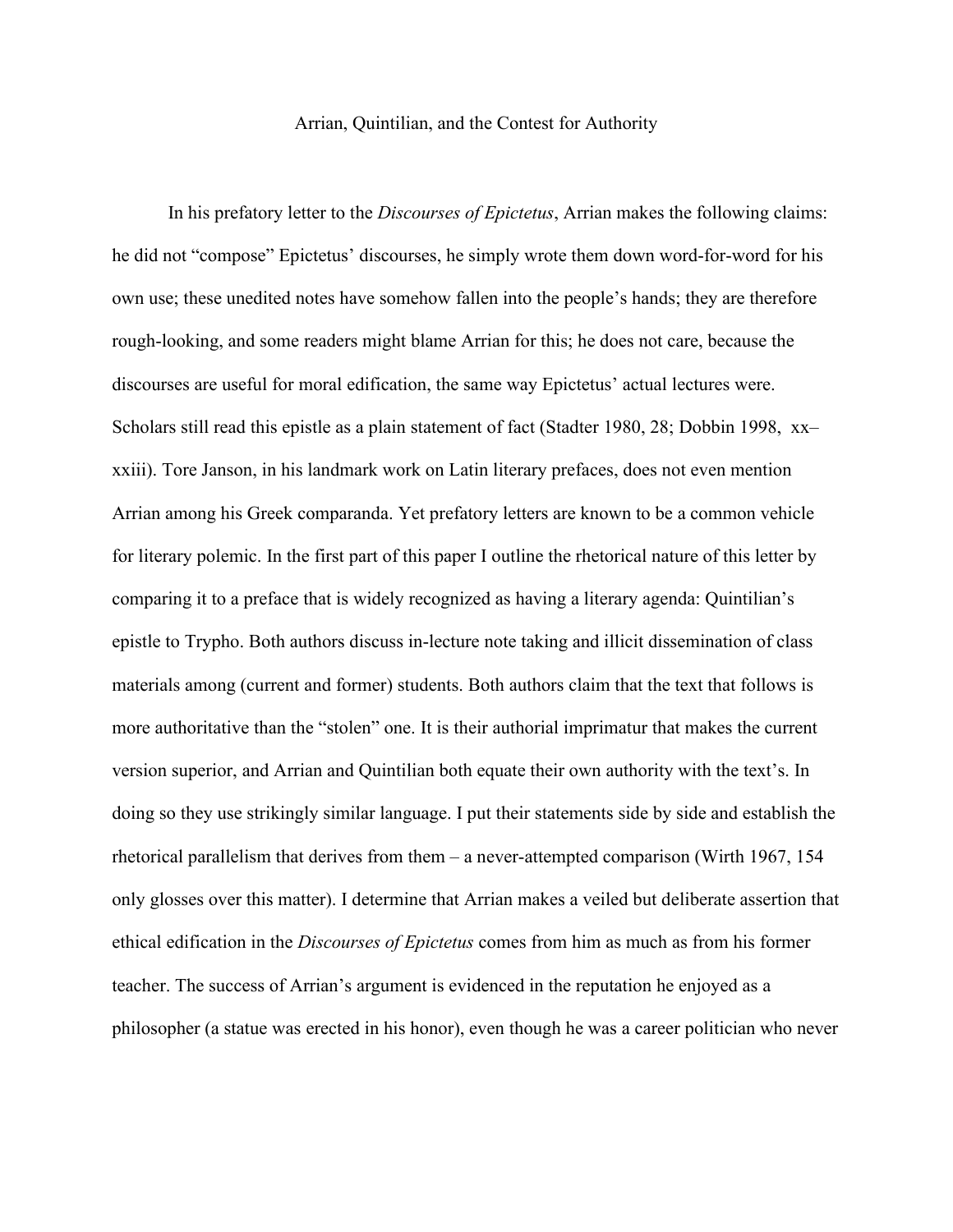# Arrian, Quintilian, and the Contest for Authority

In his prefatory letter to the *Discourses of Epictetus*, Arrian makes the following claims: he did not "compose" Epictetus' discourses, he simply wrote them down word-for-word for his own use; these unedited notes have somehow fallen into the people's hands; they are therefore rough-looking, and some readers might blame Arrian for this; he does not care, because the discourses are useful for moral edification, the same way Epictetus' actual lectures were. Scholars still read this epistle as a plain statement of fact (Stadter 1980, 28; Dobbin 1998, xx–xxiii). Tore Janson, in his landmark work on Latin literary prefaces, does not even mention Arrian among his Greek comparanda. Yet prefatory letters are known to be a common vehicle for literary polemic. In the first part of this paper I outline the rhetorical nature of this letter by comparing it to a preface that is widely recognized as having a literary agenda: Quintilian's epistle to Trypho. Both authors discuss in-lecture note taking and illicit dissemination of class materials among (current and former) students. Both authors claim that the text that follows is more authoritative than the "stolen" one. It is their authorial imprimatur that makes the current version superior, and Arrian and Quintilian both equate their own authority with the text's. In doing so they use strikingly similar language. I put their statements side by side and establish the rhetorical parallelism that derives from them – a never-attempted comparison (Wirth 1967, 154 only glosses over this matter). I determine that Arrian makes a veiled but deliberate assertion that ethical edification in the *Discourses of Epictetus* comes from him as much as from his former teacher. The success of Arrian's argument is evidenced in the reputation he enjoyed as a philosopher (a statue was erected in his honor), even though he was a career politician who never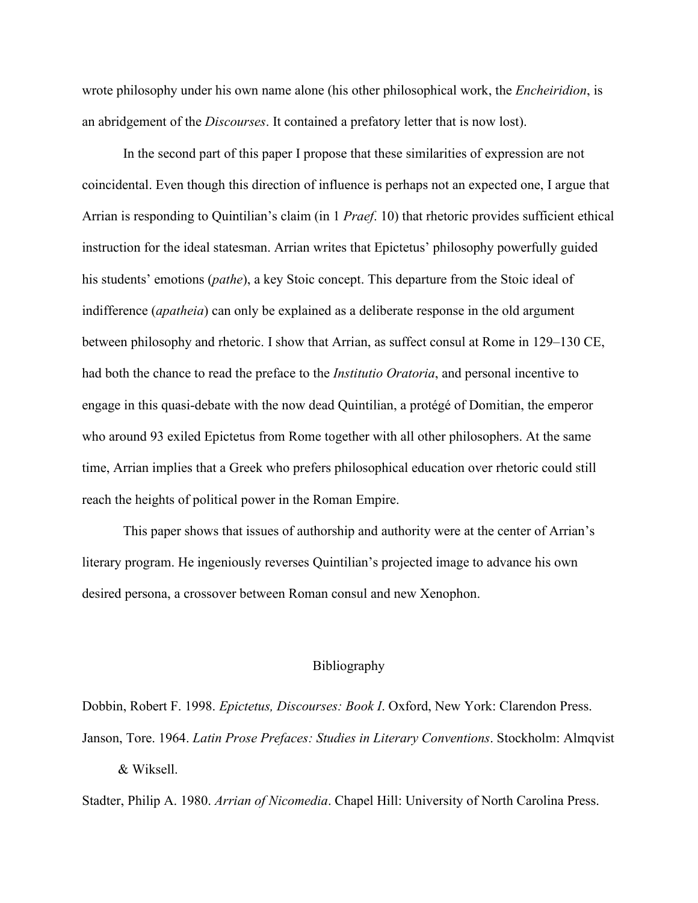wrote philosophy under his own name alone (his other philosophical work, the *Encheiridion*, is an abridgement of the *Discourses*. It contained a prefatory letter that is now lost).

In the second part of this paper I propose that these similarities of expression are not coincidental. Even though this direction of influence is perhaps not an expected one, I argue that Arrian is responding to Quintilian's claim (in 1 *Praef.* 10) that rhetoric provides sufficient ethical instruction for the ideal statesman. Arrian writes that Epictetus' philosophy powerfully guided his students' emotions (*pathe*), a key Stoic concept. This departure from the Stoic ideal of indifference (*apatheia*) can only be explained as a deliberate response in the old argument between philosophy and rhetoric. I show that Arrian, as suffect consul at Rome in 129–130 CE, had both the chance to read the preface to the *Institutio Oratoria*, and personal incentive to engage in this quasi-debate with the now dead Quintilian, a protégé of Domitian, the emperor who around 93 exiled Epictetus from Rome together with all other philosophers. At the same time, Arrian implies that a Greek who prefers philosophical education over rhetoric could still reach the heights of political power in the Roman Empire.

This paper shows that issues of authorship and authority were at the center of Arrian's literary program. He ingeniously reverses Quintilian's projected image to advance his own desired persona, a crossover between Roman consul and new Xenophon.

## Bibliography

Dobbin, Robert F. 1998. *Epictetus, Discourses: Book I*. Oxford, New York: Clarendon Press.

Janson, Tore. 1964. *Latin Prose Prefaces: Studies in Literary Conventions*. Stockholm: Almqvist & Wiksell.

Stadter, Philip A. 1980. *Arrian of Nicomedia*. Chapel Hill: University of North Carolina Press.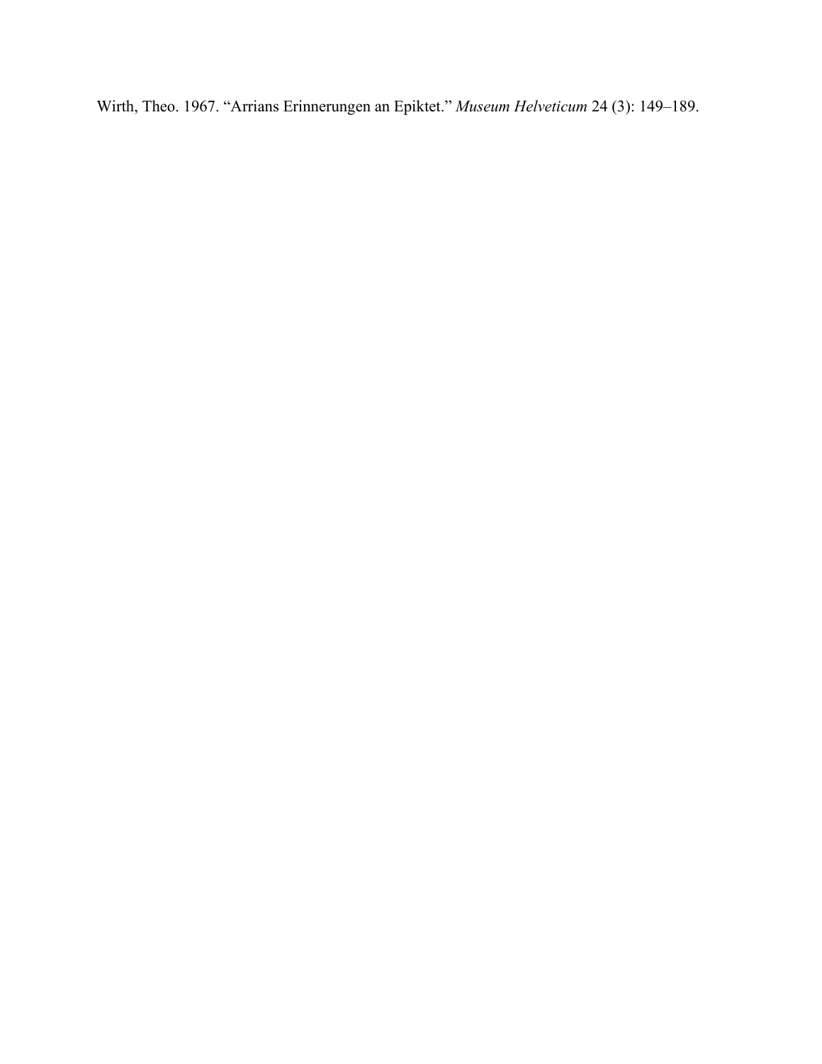Wirth, Theo. 1967. "Arrians Erinnerungen an Epiktet." *Museum Helveticum* 24 (3): 149–189.